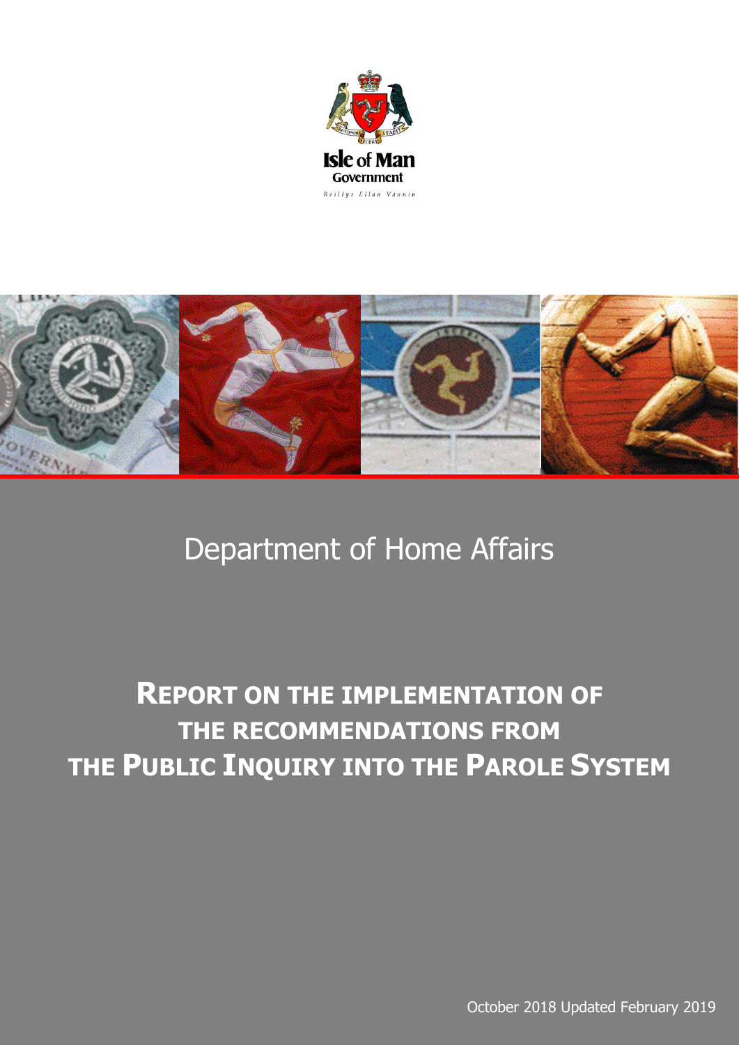Isle of Man Government

Reiltys Ellan Vannin

Department of Home Affairs

# Report on the implementation of the recommendations from the Public Inquiry into the Parole System

October 2018 Updated February 2019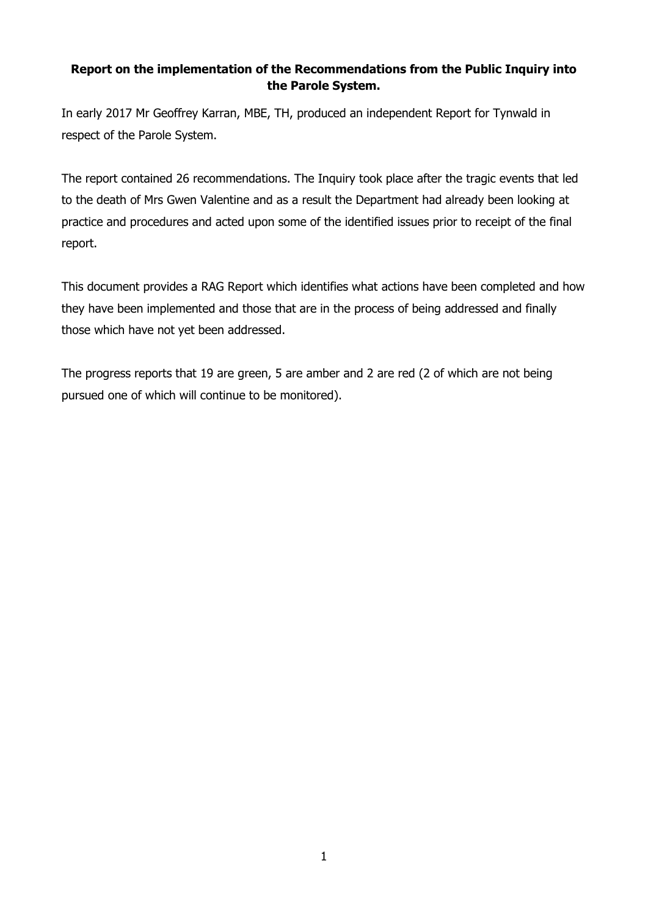**Report on the implementation of the Recommendations from the Public Inquiry into the Parole System.**

In early 2017 Mr Geoffrey Karran, MBE, TH, produced an independent Report for Tynwald in respect of the Parole System.

The report contained 26 recommendations. The Inquiry took place after the tragic events that led to the death of Mrs Gwen Valentine and as a result the Department had already been looking at practice and procedures and acted upon some of the identified issues prior to receipt of the final report.

This document provides a RAG Report which identifies what actions have been completed and how they have been implemented and those that are in the process of being addressed and finally those which have not yet been addressed.

The progress reports that 19 are green, 5 are amber and 2 are red (2 of which are not being pursued one of which will continue to be monitored).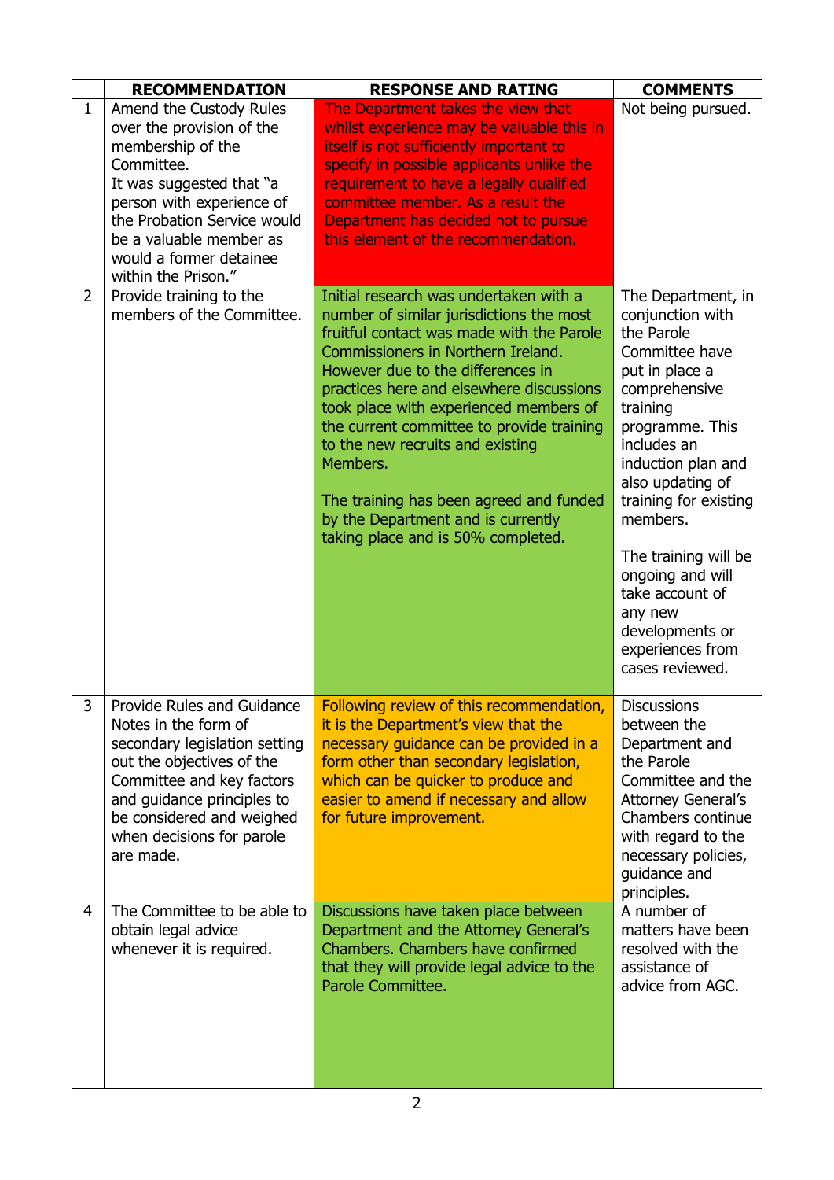| | RECOMMENDATION | RESPONSE AND RATING | COMMENTS |
|---|---|---|---|
| 1 | Amend the Custody Rules over the provision of the membership of the Committee.<br>It was suggested that "a person with experience of the Probation Service would be a valuable member as would a former detainee within the Prison." | The Department takes the view that whilst experience may be valuable this in itself is not sufficiently important to specify in possible applicants unlike the requirement to have a legally qualified committee member. As a result the Department has decided not to pursue this element of the recommendation. | Not being pursued. |
| 2 | Provide training to the members of the Committee. | Initial research was undertaken with a number of similar jurisdictions the most fruitful contact was made with the Parole Commissioners in Northern Ireland. However due to the differences in practices here and elsewhere discussions took place with experienced members of the current committee to provide training to the new recruits and existing Members.<br><br>The training has been agreed and funded by the Department and is currently taking place and is 50% completed. | The Department, in conjunction with the Parole Committee have put in place a comprehensive training programme. This includes an induction plan and also updating of training for existing members.<br><br>The training will be ongoing and will take account of any new developments or experiences from cases reviewed. |
| 3 | Provide Rules and Guidance Notes in the form of secondary legislation setting out the objectives of the Committee and key factors and guidance principles to be considered and weighed when decisions for parole are made. | Following review of this recommendation, it is the Department's view that the necessary guidance can be provided in a form other than secondary legislation, which can be quicker to produce and easier to amend if necessary and allow for future improvement. | Discussions between the Department and the Parole Committee and the Attorney General's Chambers continue with regard to the necessary policies, guidance and principles. |
| 4 | The Committee to be able to obtain legal advice whenever it is required. | Discussions have taken place between Department and the Attorney General's Chambers. Chambers have confirmed that they will provide legal advice to the Parole Committee. | A number of matters have been resolved with the assistance of advice from AGC. |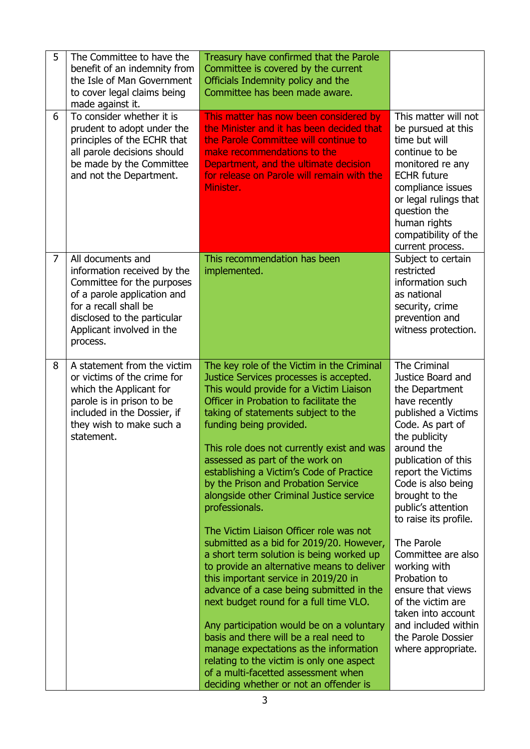| | | | |
|---|---|---|---|
| 5 | The Committee to have the benefit of an indemnity from the Isle of Man Government to cover legal claims being made against it. | Treasury have confirmed that the Parole Committee is covered by the current Officials Indemnity policy and the Committee has been made aware. | |
| 6 | To consider whether it is prudent to adopt under the principles of the ECHR that all parole decisions should be made by the Committee and not the Department. | This matter has now been considered by the Minister and it has been decided that the Parole Committee will continue to make recommendations to the Department, and the ultimate decision for release on Parole will remain with the Minister. | This matter will not be pursued at this time but will continue to be monitored re any ECHR future compliance issues or legal rulings that question the human rights compatibility of the current process. |
| 7 | All documents and information received by the Committee for the purposes of a parole application and for a recall shall be disclosed to the particular Applicant involved in the process. | This recommendation has been implemented. | Subject to certain restricted information such as national security, crime prevention and witness protection. |
| 8 | A statement from the victim or victims of the crime for which the Applicant for parole is in prison to be included in the Dossier, if they wish to make such a statement. | The key role of the Victim in the Criminal Justice Services processes is accepted. This would provide for a Victim Liaison Officer in Probation to facilitate the taking of statements subject to the funding being provided.<br><br>This role does not currently exist and was assessed as part of the work on establishing a Victim's Code of Practice by the Prison and Probation Service alongside other Criminal Justice service professionals.<br><br>The Victim Liaison Officer role was not submitted as a bid for 2019/20. However, a short term solution is being worked up to provide an alternative means to deliver this important service in 2019/20 in advance of a case being submitted in the next budget round for a full time VLO.<br><br>Any participation would be on a voluntary basis and there will be a real need to manage expectations as the information relating to the victim is only one aspect of a multi-facetted assessment when deciding whether or not an offender is | The Criminal Justice Board and the Department have recently published a Victims Code. As part of the publicity around the publication of this report the Victims Code is also being brought to the public's attention to raise its profile.<br><br>The Parole Committee are also working with Probation to ensure that views of the victim are taken into account and included within the Parole Dossier where appropriate. |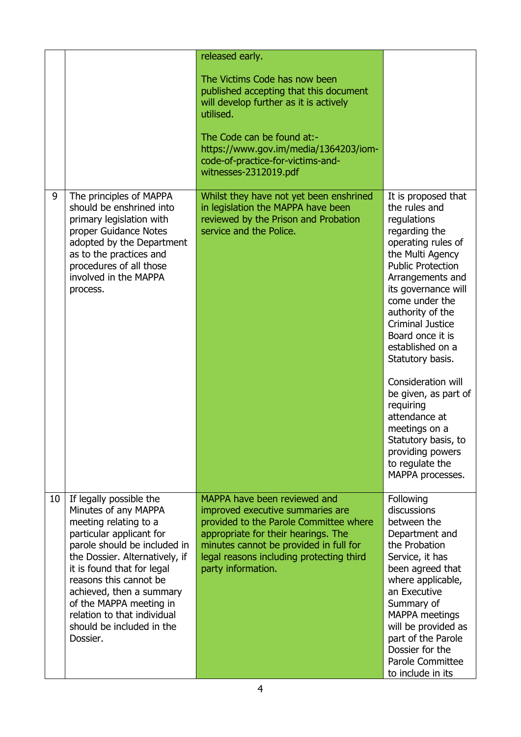| | | | |
|---|---|---|---|
| | | released early.<br><br>The Victims Code has now been published accepting that this document will develop further as it is actively utilised.<br><br>The Code can be found at:- https://www.gov.im/media/1364203/iom-code-of-practice-for-victims-and-witnesses-2312019.pdf | |
| 9 | The principles of MAPPA should be enshrined into primary legislation with proper Guidance Notes adopted by the Department as to the practices and procedures of all those involved in the MAPPA process. | Whilst they have not yet been enshrined in legislation the MAPPA have been reviewed by the Prison and Probation service and the Police. | It is proposed that the rules and regulations regarding the operating rules of the Multi Agency Public Protection Arrangements and its governance will come under the authority of the Criminal Justice Board once it is established on a Statutory basis.<br><br>Consideration will be given, as part of requiring attendance at meetings on a Statutory basis, to providing powers to regulate the MAPPA processes. |
| 10 | If legally possible the Minutes of any MAPPA meeting relating to a particular applicant for parole should be included in the Dossier. Alternatively, if it is found that for legal reasons this cannot be achieved, then a summary of the MAPPA meeting in relation to that individual should be included in the Dossier. | MAPPA have been reviewed and improved executive summaries are provided to the Parole Committee where appropriate for their hearings. The minutes cannot be provided in full for legal reasons including protecting third party information. | Following discussions between the Department and the Probation Service, it has been agreed that where applicable, an Executive Summary of MAPPA meetings will be provided as part of the Parole Dossier for the Parole Committee to include in its |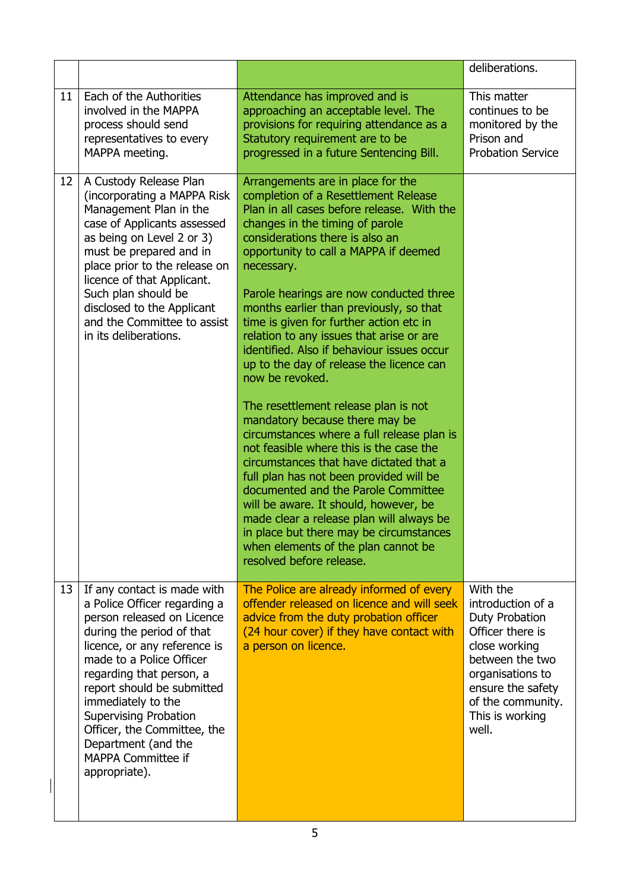| | | | |
|---|---|---|---|
| | | | deliberations. |
| 11 | Each of the Authorities involved in the MAPPA process should send representatives to every MAPPA meeting. | Attendance has improved and is approaching an acceptable level. The provisions for requiring attendance as a Statutory requirement are to be progressed in a future Sentencing Bill. | This matter continues to be monitored by the Prison and Probation Service |
| 12 | A Custody Release Plan (incorporating a MAPPA Risk Management Plan in the case of Applicants assessed as being on Level 2 or 3) must be prepared and in place prior to the release on licence of that Applicant. Such plan should be disclosed to the Applicant and the Committee to assist in its deliberations. | Arrangements are in place for the completion of a Resettlement Release Plan in all cases before release. With the changes in the timing of parole considerations there is also an opportunity to call a MAPPA if deemed necessary.<br><br>Parole hearings are now conducted three months earlier than previously, so that time is given for further action etc in relation to any issues that arise or are identified. Also if behaviour issues occur up to the day of release the licence can now be revoked.<br><br>The resettlement release plan is not mandatory because there may be circumstances where a full release plan is not feasible where this is the case the circumstances that have dictated that a full plan has not been provided will be documented and the Parole Committee will be aware. It should, however, be made clear a release plan will always be in place but there may be circumstances when elements of the plan cannot be resolved before release. | |
| 13 | If any contact is made with a Police Officer regarding a person released on Licence during the period of that licence, or any reference is made to a Police Officer regarding that person, a report should be submitted immediately to the Supervising Probation Officer, the Committee, the Department (and the MAPPA Committee if appropriate). | The Police are already informed of every offender released on licence and will seek advice from the duty probation officer (24 hour cover) if they have contact with a person on licence. | With the introduction of a Duty Probation Officer there is close working between the two organisations to ensure the safety of the community. This is working well. |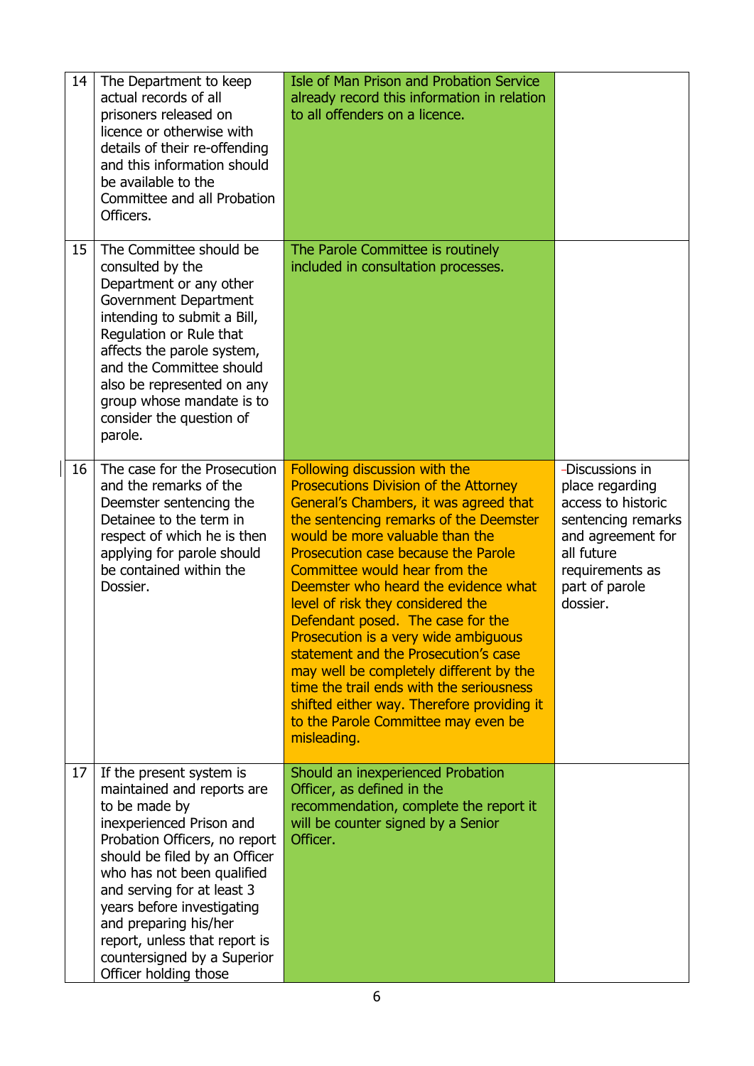| | | | |
|---|---|---|---|
| 14 | The Department to keep actual records of all prisoners released on licence or otherwise with details of their re-offending and this information should be available to the Committee and all Probation Officers. | Isle of Man Prison and Probation Service already record this information in relation to all offenders on a licence. | |
| 15 | The Committee should be consulted by the Department or any other Government Department intending to submit a Bill, Regulation or Rule that affects the parole system, and the Committee should also be represented on any group whose mandate is to consider the question of parole. | The Parole Committee is routinely included in consultation processes. | |
| 16 | The case for the Prosecution and the remarks of the Deemster sentencing the Detainee to the term in respect of which he is then applying for parole should be contained within the Dossier. | Following discussion with the Prosecutions Division of the Attorney General's Chambers, it was agreed that the sentencing remarks of the Deemster would be more valuable than the Prosecution case because the Parole Committee would hear from the Deemster who heard the evidence what level of risk they considered the Defendant posed. The case for the Prosecution is a very wide ambiguous statement and the Prosecution's case may well be completely different by the time the trail ends with the seriousness shifted either way. Therefore providing it to the Parole Committee may even be misleading. | -Discussions in place regarding access to historic sentencing remarks and agreement for all future requirements as part of parole dossier. |
| 17 | If the present system is maintained and reports are to be made by inexperienced Prison and Probation Officers, no report should be filed by an Officer who has not been qualified and serving for at least 3 years before investigating and preparing his/her report, unless that report is countersigned by a Superior Officer holding those | Should an inexperienced Probation Officer, as defined in the recommendation, complete the report it will be counter signed by a Senior Officer. | |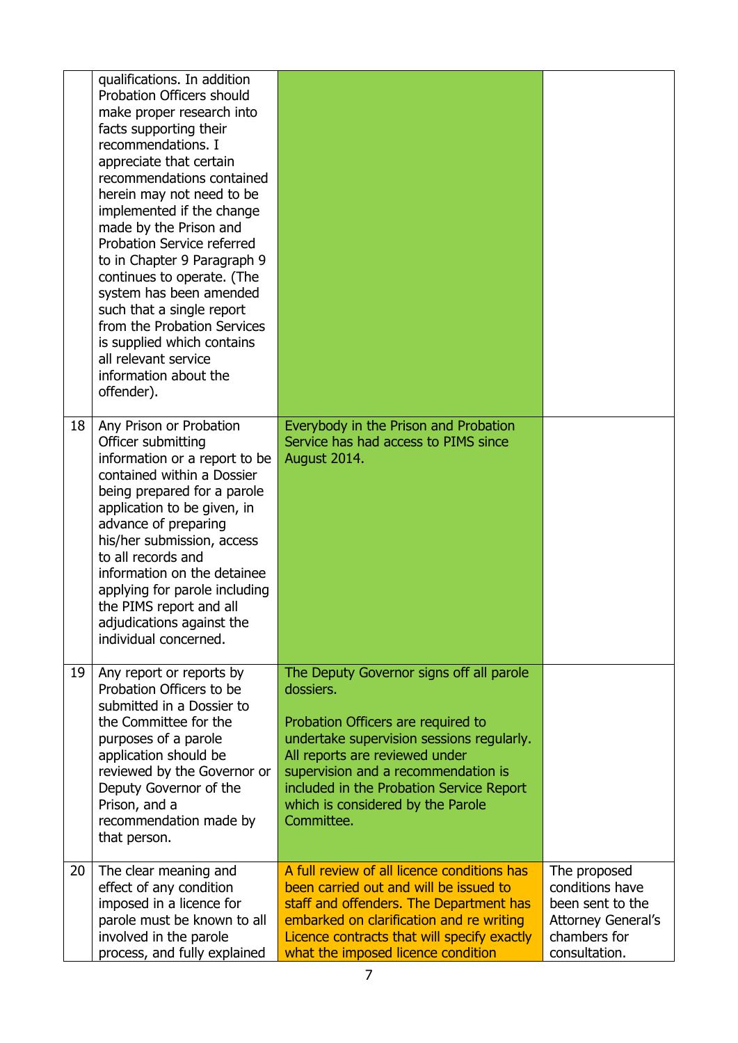| | | | |
|---|---|---|---|
| | qualifications. In addition Probation Officers should make proper research into facts supporting their recommendations. I appreciate that certain recommendations contained herein may not need to be implemented if the change made by the Prison and Probation Service referred to in Chapter 9 Paragraph 9 continues to operate. (The system has been amended such that a single report from the Probation Services is supplied which contains all relevant service information about the offender). | | |
| 18 | Any Prison or Probation Officer submitting information or a report to be contained within a Dossier being prepared for a parole application to be given, in advance of preparing his/her submission, access to all records and information on the detainee applying for parole including the PIMS report and all adjudications against the individual concerned. | Everybody in the Prison and Probation Service has had access to PIMS since August 2014. | |
| 19 | Any report or reports by Probation Officers to be submitted in a Dossier to the Committee for the purposes of a parole application should be reviewed by the Governor or Deputy Governor of the Prison, and a recommendation made by that person. | The Deputy Governor signs off all parole dossiers.<br><br>Probation Officers are required to undertake supervision sessions regularly. All reports are reviewed under supervision and a recommendation is included in the Probation Service Report which is considered by the Parole Committee. | |
| 20 | The clear meaning and effect of any condition imposed in a licence for parole must be known to all involved in the parole process, and fully explained | A full review of all licence conditions has been carried out and will be issued to staff and offenders. The Department has embarked on clarification and re writing Licence contracts that will specify exactly what the imposed licence condition | The proposed conditions have been sent to the Attorney General's chambers for consultation. |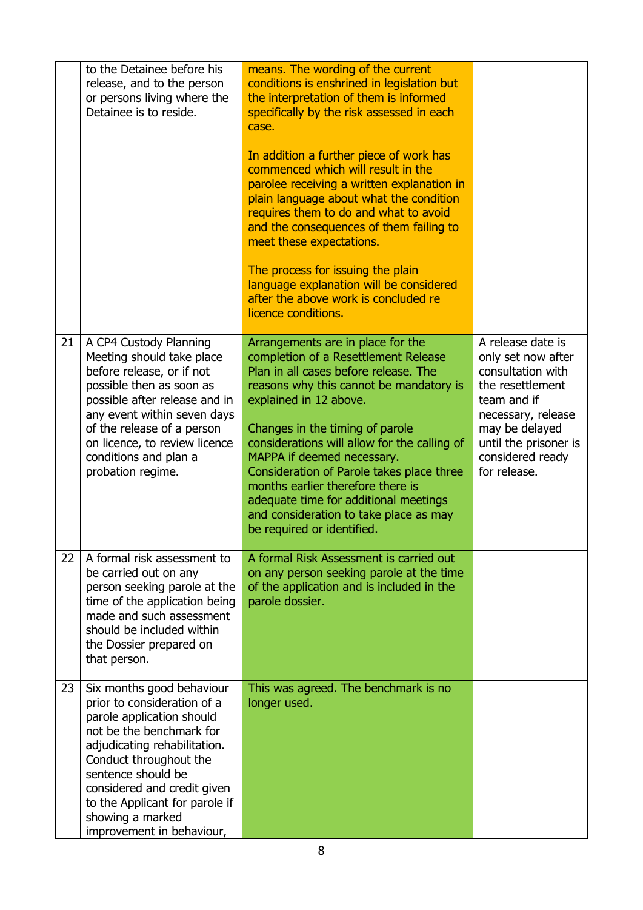| | | | |
|---|---|---|---|
| | to the Detainee before his release, and to the person or persons living where the Detainee is to reside. | means. The wording of the current conditions is enshrined in legislation but the interpretation of them is informed specifically by the risk assessed in each case.<br><br>In addition a further piece of work has commenced which will result in the parolee receiving a written explanation in plain language about what the condition requires them to do and what to avoid and the consequences of them failing to meet these expectations.<br><br>The process for issuing the plain language explanation will be considered after the above work is concluded re licence conditions. | |
| 21 | A CP4 Custody Planning Meeting should take place before release, or if not possible then as soon as possible after release and in any event within seven days of the release of a person on licence, to review licence conditions and plan a probation regime. | Arrangements are in place for the completion of a Resettlement Release Plan in all cases before release. The reasons why this cannot be mandatory is explained in 12 above.<br><br>Changes in the timing of parole considerations will allow for the calling of MAPPA if deemed necessary. Consideration of Parole takes place three months earlier therefore there is adequate time for additional meetings and consideration to take place as may be required or identified. | A release date is only set now after consultation with the resettlement team and if necessary, release may be delayed until the prisoner is considered ready for release. |
| 22 | A formal risk assessment to be carried out on any person seeking parole at the time of the application being made and such assessment should be included within the Dossier prepared on that person. | A formal Risk Assessment is carried out on any person seeking parole at the time of the application and is included in the parole dossier. | |
| 23 | Six months good behaviour prior to consideration of a parole application should not be the benchmark for adjudicating rehabilitation. Conduct throughout the sentence should be considered and credit given to the Applicant for parole if showing a marked improvement in behaviour, | This was agreed. The benchmark is no longer used. | |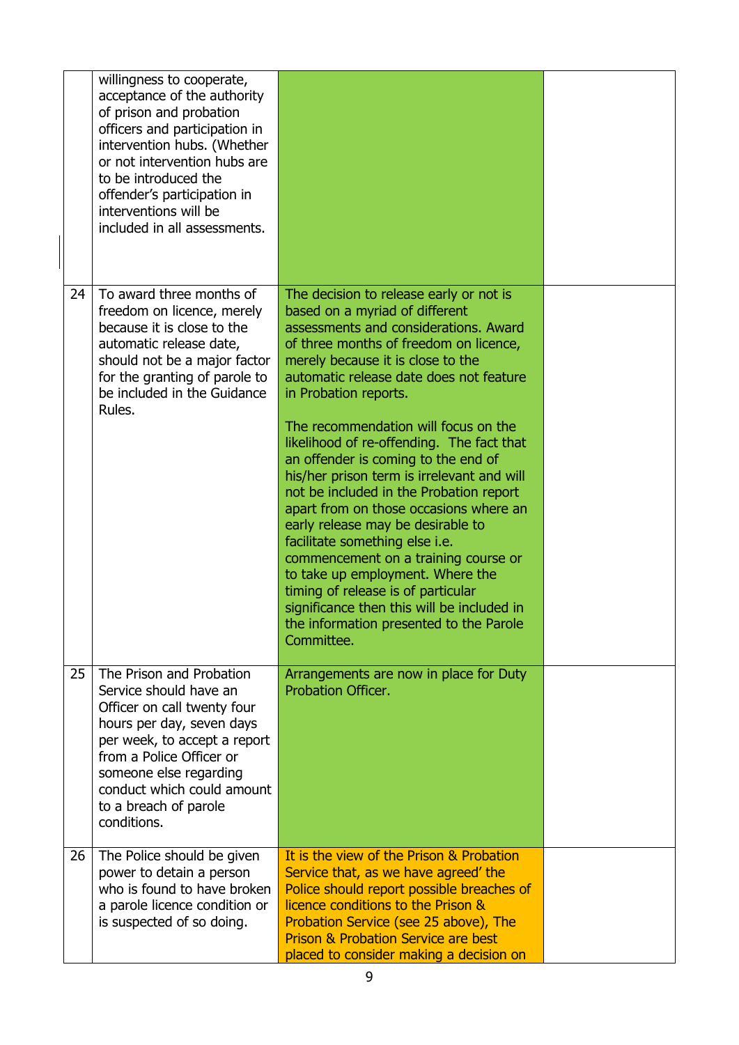| | | | |
|---|---|---|---|
| | willingness to cooperate, acceptance of the authority of prison and probation officers and participation in intervention hubs. (Whether or not intervention hubs are to be introduced the offender's participation in interventions will be included in all assessments. | | |
| 24 | To award three months of freedom on licence, merely because it is close to the automatic release date, should not be a major factor for the granting of parole to be included in the Guidance Rules. | The decision to release early or not is based on a myriad of different assessments and considerations. Award of three months of freedom on licence, merely because it is close to the automatic release date does not feature in Probation reports.<br><br>The recommendation will focus on the likelihood of re-offending. The fact that an offender is coming to the end of his/her prison term is irrelevant and will not be included in the Probation report apart from on those occasions where an early release may be desirable to facilitate something else i.e. commencement on a training course or to take up employment. Where the timing of release is of particular significance then this will be included in the information presented to the Parole Committee. | |
| 25 | The Prison and Probation Service should have an Officer on call twenty four hours per day, seven days per week, to accept a report from a Police Officer or someone else regarding conduct which could amount to a breach of parole conditions. | Arrangements are now in place for Duty Probation Officer. | |
| 26 | The Police should be given power to detain a person who is found to have broken a parole licence condition or is suspected of so doing. | It is the view of the Prison & Probation Service that, as we have agreed' the Police should report possible breaches of licence conditions to the Prison & Probation Service (see 25 above), The Prison & Probation Service are best placed to consider making a decision on | |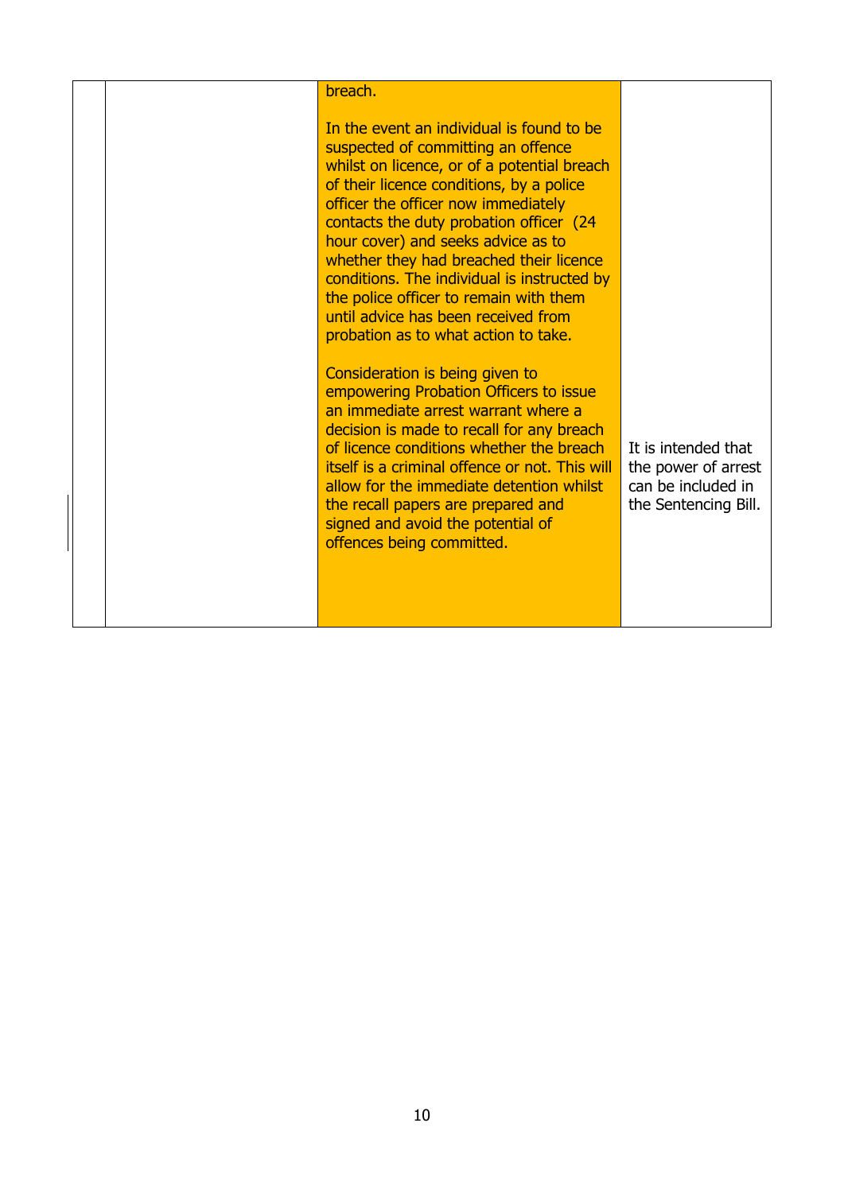| | | | |
|---|---|---|---|
| | | breach.<br><br>In the event an individual is found to be suspected of committing an offence whilst on licence, or of a potential breach of their licence conditions, by a police officer the officer now immediately contacts the duty probation officer (24 hour cover) and seeks advice as to whether they had breached their licence conditions. The individual is instructed by the police officer to remain with them until advice has been received from probation as to what action to take.<br><br>Consideration is being given to empowering Probation Officers to issue an immediate arrest warrant where a decision is made to recall for any breach of licence conditions whether the breach itself is a criminal offence or not. This will allow for the immediate detention whilst the recall papers are prepared and signed and avoid the potential of offences being committed. | It is intended that the power of arrest can be included in the Sentencing Bill. |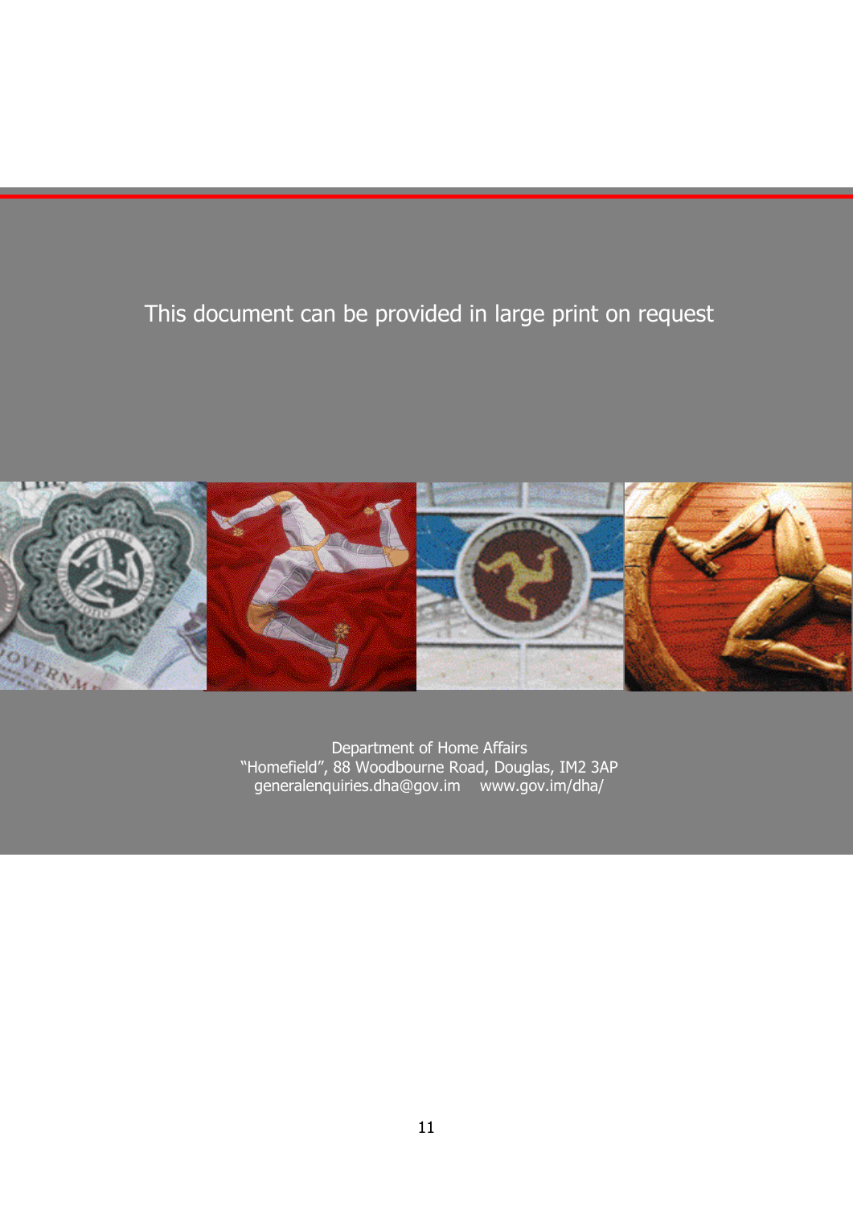This document can be provided in large print on request

Department of Home Affairs
"Homefield", 88 Woodbourne Road, Douglas, IM2 3AP
generalenquiries.dha@gov.im www.gov.im/dha/